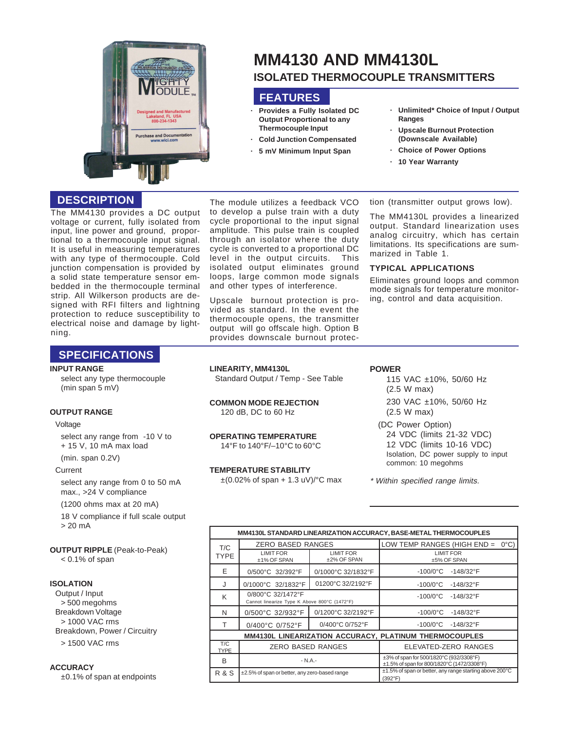# MM4130 AND MM4130L

## ISOLATED THERMOCOUPLE TRANSMITTERS

## FEATURES

- **Provides a Fully Isolated DC Output Proportional to any Thermocouple Input**
- **Cold Junction Compensated**
- **5 mV Minimum Input Span**
- **Unlimited* Choice of Input / Output Ranges**
- **Upscale Burnout Protection (Downscale Available)**
- **Choice of Power Options**
- **10 Year Warranty**

## DESCRIPTION

The MM4130 provides a DC output voltage or current, fully isolated from input, line power and ground, proportional to a thermocouple input signal. It is useful in measuring temperatures with any type of thermocouple. Cold junction compensation is provided by a solid state temperature sensor embedded in the thermocouple terminal strip. All Wilkerson products are designed with RFI filters and lightning protection to reduce susceptibility to electrical noise and damage by lightning.

The module utilizes a feedback VCO to develop a pulse train with a duty cycle proportional to the input signal amplitude. This pulse train is coupled through an isolator where the duty cycle is converted to a proportional DC level in the output circuits. This isolated output eliminates ground loops, large common mode signals and other types of interference.

Upscale burnout protection is provided as standard. In the event the thermocouple opens, the transmitter output will go offscale high. Option B provides downscale burnout protection (transmitter output grows low).

The MM4130L provides a linearized output. Standard linearization uses analog circuitry, which has certain limitations. Its specifications are summarized in Table 1.

### TYPICAL APPLICATIONS

Eliminates ground loops and common mode signals for temperature monitoring, control and data acquisition.

## SPECIFICATIONS

**INPUT RANGE**
select any type thermocouple (min span 5 mV)

**OUTPUT RANGE**

Voltage

select any range from -10 V to + 15 V, 10 mA max load

(min. span 0.2V)

Current

select any range from 0 to 50 mA max., >24 V compliance

(1200 ohms max at 20 mA)

18 V compliance if full scale output > 20 mA

**OUTPUT RIPPLE** (Peak-to-Peak)
< 0.1% of span

**ISOLATION**
Output / Input
> 500 megohms
Breakdown Voltage
> 1000 VAC rms
Breakdown, Power / Circuitry
> 1500 VAC rms

**ACCURACY**
±0.1% of span at endpoints

**LINEARITY, MM4130L**
Standard Output / Temp - See Table

**COMMON MODE REJECTION**
120 dB, DC to 60 Hz

**OPERATING TEMPERATURE**
14°F to 140°F/–10°C to 60°C

**TEMPERATURE STABILITY**
±(0.02% of span + 1.3 uV)/°C max

**POWER**

115 VAC ±10%, 50/60 Hz (2.5 W max)

230 VAC ±10%, 50/60 Hz (2.5 W max)

(DC Power Option)
24 VDC (limits 21-32 VDC)
12 VDC (limits 10-16 VDC)
Isolation, DC power supply to input common: 10 megohms

*\* Within specified range limits.*

| MM4130L STANDARD LINEARIZATION ACCURACY, BASE-METAL THERMOCOUPLES | | | |
|---|---|---|---|
| T/C TYPE | ZERO BASED RANGES | | LOW TEMP RANGES (HIGH END = 0°C) |
| | LIMIT FOR ±1% OF SPAN | LIMIT FOR ±2% OF SPAN | LIMIT FOR ±5% OF SPAN |
| E | 0/500°C 32/392°F | 0/1000°C 32/1832°F | -100/0°C -148/32°F |
| J | 0/1000°C 32/1832°F | 01200°C 32/2192°F | -100/0°C -148/32°F |
| K | 0/800°C 32/1472°F Cannot linearize Type K Above 800°C (1472°F) | | -100/0°C -148/32°F |
| N | 0/500°C 32/932°F | 0/1200°C 32/2192°F | -100/0°C -148/32°F |
| T | 0/400°C 0/752°F | 0/400°C 0/752°F | -100/0°C -148/32°F |
| **MM4130L LINEARIZATION ACCURACY, PLATINUM THERMOCOUPLES** | | | |
| T/C TYPE | ZERO BASED RANGES | | ELEVATED-ZERO RANGES |
| B | - N.A.- | | ±3% of span for 500/1820°C (932/3308°F) ±1.5% of span for 800/1820°C (1472/3308°F) |
| R & S | ±2.5% of span or better, any zero-based range | | ±1.5% of span or better, any range starting above 200°C (392°F) |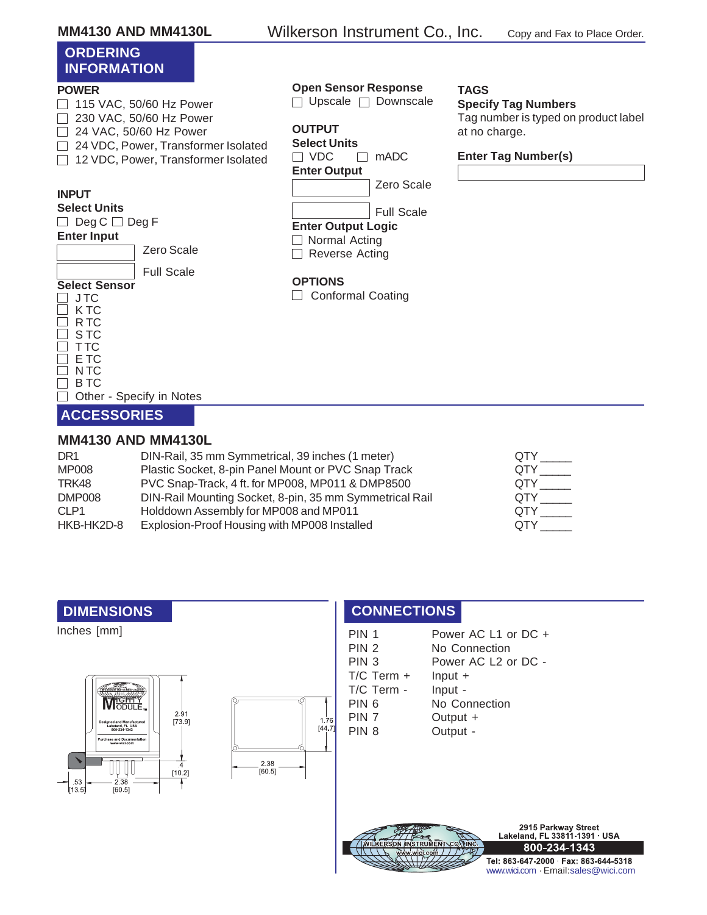## ORDERING INFORMATION

### POWER

- ☐ 115 VAC, 50/60 Hz Power
- ☐ 230 VAC, 50/60 Hz Power
- ☐ 24 VAC, 50/60 Hz Power
- ☐ 24 VDC, Power, Transformer Isolated
- ☐ 12 VDC, Power, Transformer Isolated

### INPUT

**Select Units**

☐ Deg C ☐ Deg F

**Enter Input**

______ Zero Scale

______ Full Scale

**Select Sensor**

- ☐ J TC
- ☐ K TC
- ☐ R TC
- ☐ S TC
- ☐ T TC
- ☐ E TC
- ☐ N TC
- ☐ B TC
- ☐ Other - Specify in Notes

**Open Sensor Response**

☐ Upscale ☐ Downscale

### OUTPUT

**Select Units**

☐ VDC ☐ mADC

**Enter Output**

______ Zero Scale

______ Full Scale

**Enter Output Logic**

- ☐ Normal Acting
- ☐ Reverse Acting

### OPTIONS

☐ Conformal Coating

### TAGS

**Specify Tag Numbers**

Tag number is typed on product label at no charge.

**Enter Tag Number(s)**

______

## ACCESSORIES

### MM4130 AND MM4130L

| | | |
|---|---|---|
| DR1 | DIN-Rail, 35 mm Symmetrical, 39 inches (1 meter) | QTY _____ |
| MP008 | Plastic Socket, 8-pin Panel Mount or PVC Snap Track | QTY _____ |
| TRK48 | PVC Snap-Track, 4 ft. for MP008, MP011 & DMP8500 | QTY _____ |
| DMP008 | DIN-Rail Mounting Socket, 8-pin, 35 mm Symmetrical Rail | QTY _____ |
| CLP1 | Holddown Assembly for MP008 and MP011 | QTY _____ |
| HKB-HK2D-8 | Explosion-Proof Housing with MP008 Installed | QTY _____ |

## DIMENSIONS

Inches [mm]

2.91 [73.9]
.4 [10.2]
.53 [13.5]
2.38 [60.5]
1.76 [44.7]
2.38 [60.5]

## CONNECTIONS

| | |
|---|---|
| PIN 1 | Power AC L1 or DC + |
| PIN 2 | No Connection |
| PIN 3 | Power AC L2 or DC - |
| T/C Term + | Input + |
| T/C Term - | Input - |
| PIN 6 | No Connection |
| PIN 7 | Output + |
| PIN 8 | Output - |

2915 Parkway Street
Lakeland, FL 33811-1391 · USA
800-234-1343
Tel: 863-647-2000 · Fax: 863-644-5318
www.wici.com · Email:sales@wici.com